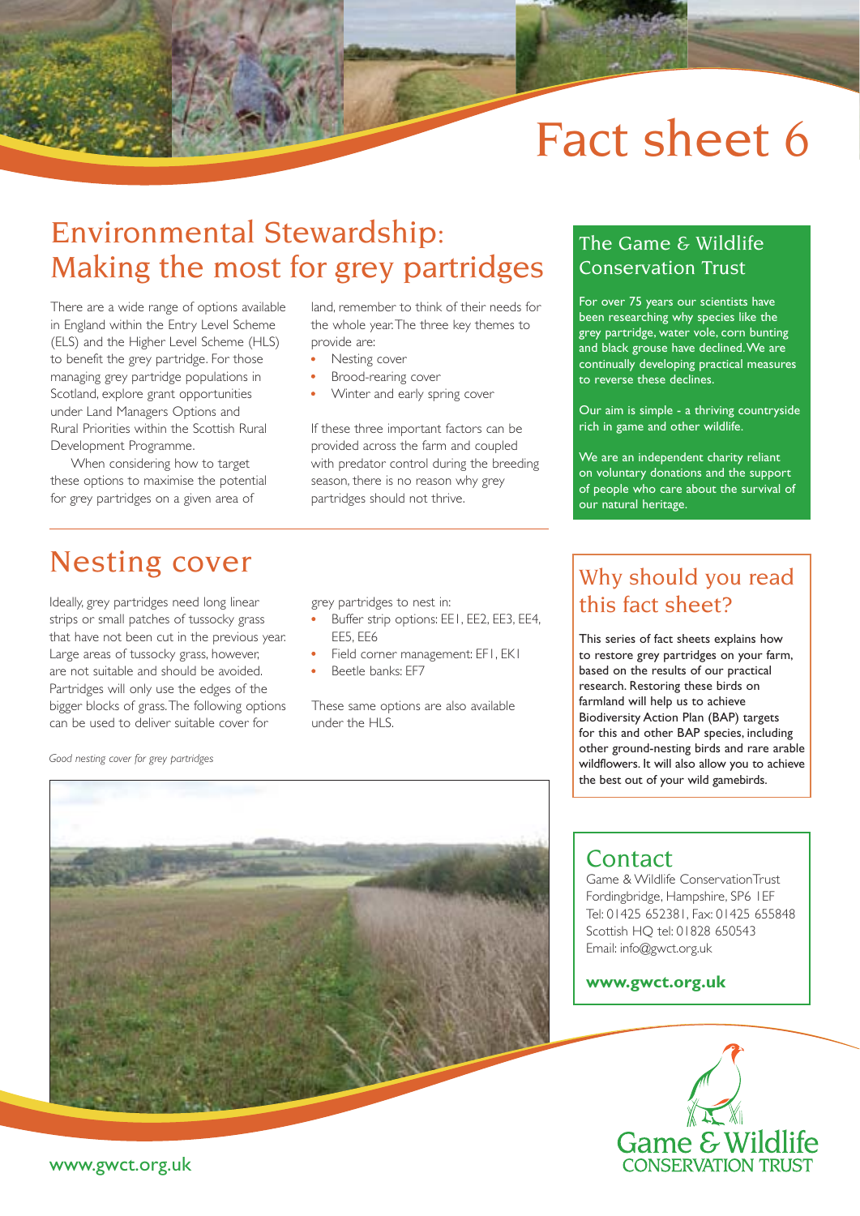# Fact sheet 6

## Environmental Stewardship: Making the most for grey partridges

There are a wide range of options available in England within the Entry Level Scheme (ELS) and the Higher Level Scheme (HLS) to benefit the grey partridge. For those managing grey partridge populations in Scotland, explore grant opportunities under Land Managers Options and Rural Priorities within the Scottish Rural Development Programme.

When considering how to target these options to maximise the potential for grey partridges on a given area of land, remember to think of their needs for the whole year. The three key themes to provide are:

- Nesting cover
- Brood-rearing cover
- Winter and early spring cover

If these three important factors can be provided across the farm and coupled with predator control during the breeding season, there is no reason why grey partridges should not thrive.

## Nesting cover

Ideally, grey partridges need long linear strips or small patches of tussocky grass that have not been cut in the previous year. Large areas of tussocky grass, however, are not suitable and should be avoided. Partridges will only use the edges of the bigger blocks of grass. The following options can be used to deliver suitable cover for grey partridges to nest in:

- Buffer strip options: EE1, EE2, EE3, EE4, EE5, EE6
- Field corner management: EF1, EK1
- Beetle banks: EF7

These same options are also available under the HLS.

*Good nesting cover for grey partridges*

### The Game & Wildlife Conservation Trust

For over 75 years our scientists have been researching why species like the grey partridge, water vole, corn bunting and black grouse have declined. We are continually developing practical measures to reverse these declines.

Our aim is simple - a thriving countryside rich in game and other wildlife.

We are an independent charity reliant on voluntary donations and the support of people who care about the survival of our natural heritage.

### Why should you read this fact sheet?

This series of fact sheets explains how to restore grey partridges on your farm, based on the results of our practical research. Restoring these birds on farmland will help us to achieve Biodiversity Action Plan (BAP) targets for this and other BAP species, including other ground-nesting birds and rare arable wildflowers. It will also allow you to achieve the best out of your wild gamebirds.

### Contact

Game & Wildlife Conservation Trust
Fordingbridge, Hampshire, SP6 1EF
Tel: 01425 652381, Fax: 01425 655848
Scottish HQ tel: 01828 650543
Email: info@gwct.org.uk

**www.gwct.org.uk**

Game & Wildlife CONSERVATION TRUST

www.gwct.org.uk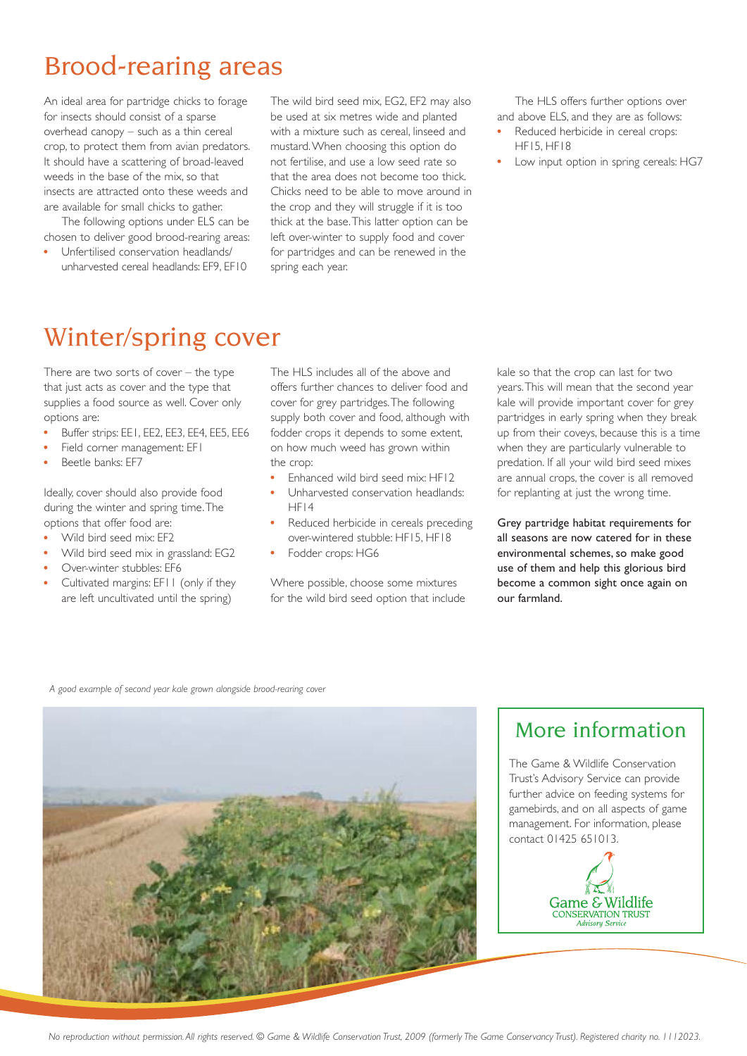# Brood-rearing areas

An ideal area for partridge chicks to forage for insects should consist of a sparse overhead canopy – such as a thin cereal crop, to protect them from avian predators. It should have a scattering of broad-leaved weeds in the base of the mix, so that insects are attracted onto these weeds and are available for small chicks to gather.

The following options under ELS can be chosen to deliver good brood-rearing areas:

- Unfertilised conservation headlands/ unharvested cereal headlands: EF9, EF10

The wild bird seed mix, EG2, EF2 may also be used at six metres wide and planted with a mixture such as cereal, linseed and mustard. When choosing this option do not fertilise, and use a low seed rate so that the area does not become too thick. Chicks need to be able to move around in the crop and they will struggle if it is too thick at the base. This latter option can be left over-winter to supply food and cover for partridges and can be renewed in the spring each year.

The HLS offers further options over and above ELS, and they are as follows:

- Reduced herbicide in cereal crops: HF15, HF18
- Low input option in spring cereals: HG7

# Winter/spring cover

There are two sorts of cover – the type that just acts as cover and the type that supplies a food source as well. Cover only options are:

- Buffer strips: EE1, EE2, EE3, EE4, EE5, EE6
- Field corner management: EF1
- Beetle banks: EF7

Ideally, cover should also provide food during the winter and spring time. The options that offer food are:

- Wild bird seed mix: EF2
- Wild bird seed mix in grassland: EG2
- Over-winter stubbles: EF6
- Cultivated margins: EF11 (only if they are left uncultivated until the spring)

The HLS includes all of the above and offers further chances to deliver food and cover for grey partridges. The following supply both cover and food, although with fodder crops it depends to some extent, on how much weed has grown within the crop:

- Enhanced wild bird seed mix: HF12
- Unharvested conservation headlands: HF14
- Reduced herbicide in cereals preceding over-wintered stubble: HF15, HF18
- Fodder crops: HG6

Where possible, choose some mixtures for the wild bird seed option that include kale so that the crop can last for two years. This will mean that the second year kale will provide important cover for grey partridges in early spring when they break up from their coveys, because this is a time when they are particularly vulnerable to predation. If all your wild bird seed mixes are annual crops, the cover is all removed for replanting at just the wrong time.

**Grey partridge habitat requirements for all seasons are now catered for in these environmental schemes, so make good use of them and help this glorious bird become a common sight once again on our farmland.**

*A good example of second year kale grown alongside brood-rearing cover*

## More information

The Game & Wildlife Conservation Trust's Advisory Service can provide further advice on feeding systems for gamebirds, and on all aspects of game management. For information, please contact 01425 651013.

Game & Wildlife CONSERVATION TRUST *Advisory Service*

*No reproduction without permission. All rights reserved. © Game & Wildlife Conservation Trust, 2009 (formerly The Game Conservancy Trust). Registered charity no. 1112023.*